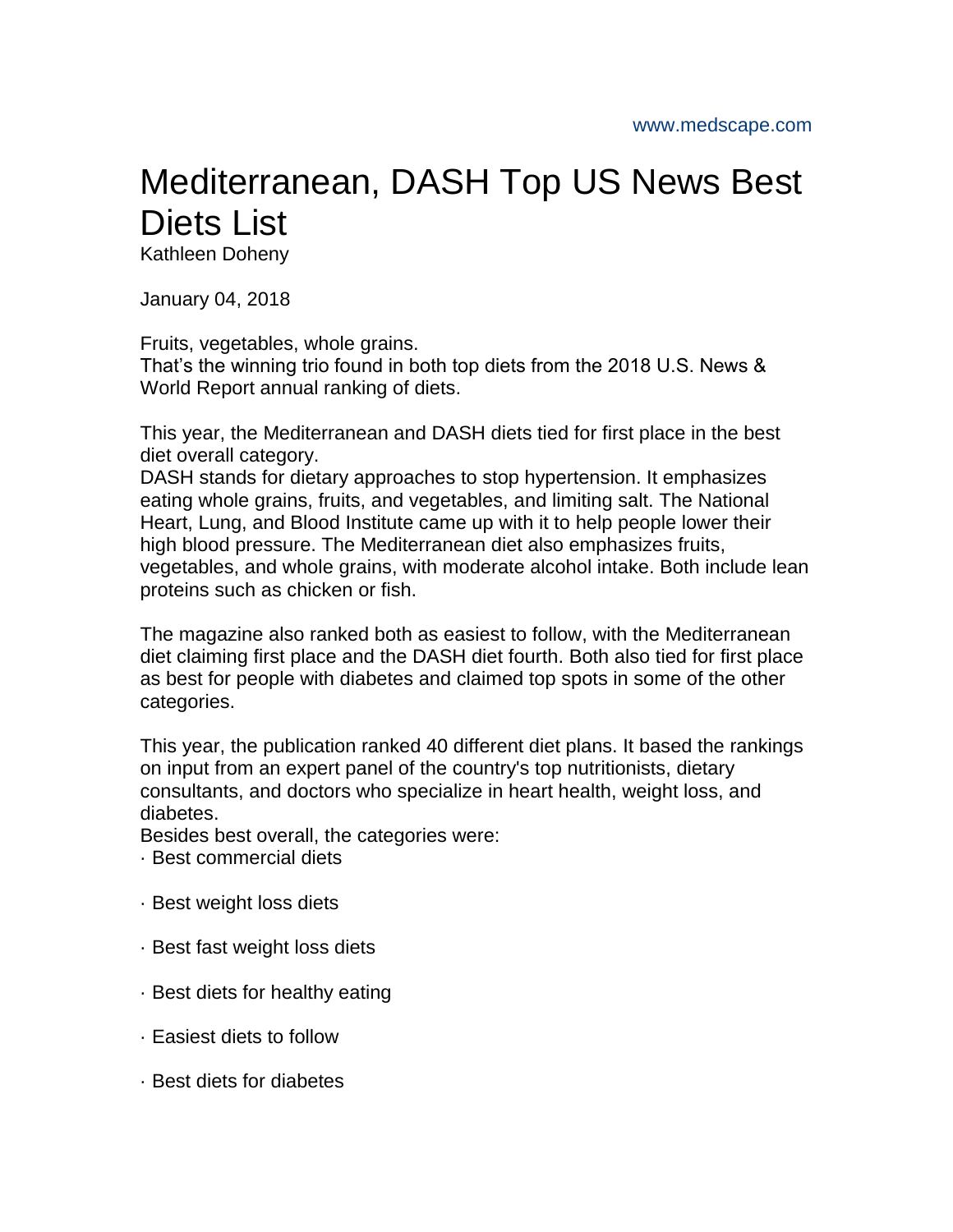www.medscape.com

# Mediterranean, DASH Top US News Best Diets List

Kathleen Doheny

January 04, 2018

Fruits, vegetables, whole grains.
That's the winning trio found in both top diets from the 2018 U.S. News & World Report annual ranking of diets.

This year, the Mediterranean and DASH diets tied for first place in the best diet overall category.
DASH stands for dietary approaches to stop hypertension. It emphasizes eating whole grains, fruits, and vegetables, and limiting salt. The National Heart, Lung, and Blood Institute came up with it to help people lower their high blood pressure. The Mediterranean diet also emphasizes fruits, vegetables, and whole grains, with moderate alcohol intake. Both include lean proteins such as chicken or fish.

The magazine also ranked both as easiest to follow, with the Mediterranean diet claiming first place and the DASH diet fourth. Both also tied for first place as best for people with diabetes and claimed top spots in some of the other categories.

This year, the publication ranked 40 different diet plans. It based the rankings on input from an expert panel of the country's top nutritionists, dietary consultants, and doctors who specialize in heart health, weight loss, and diabetes.
Besides best overall, the categories were:

· Best commercial diets

· Best weight loss diets

· Best fast weight loss diets

· Best diets for healthy eating

· Easiest diets to follow

· Best diets for diabetes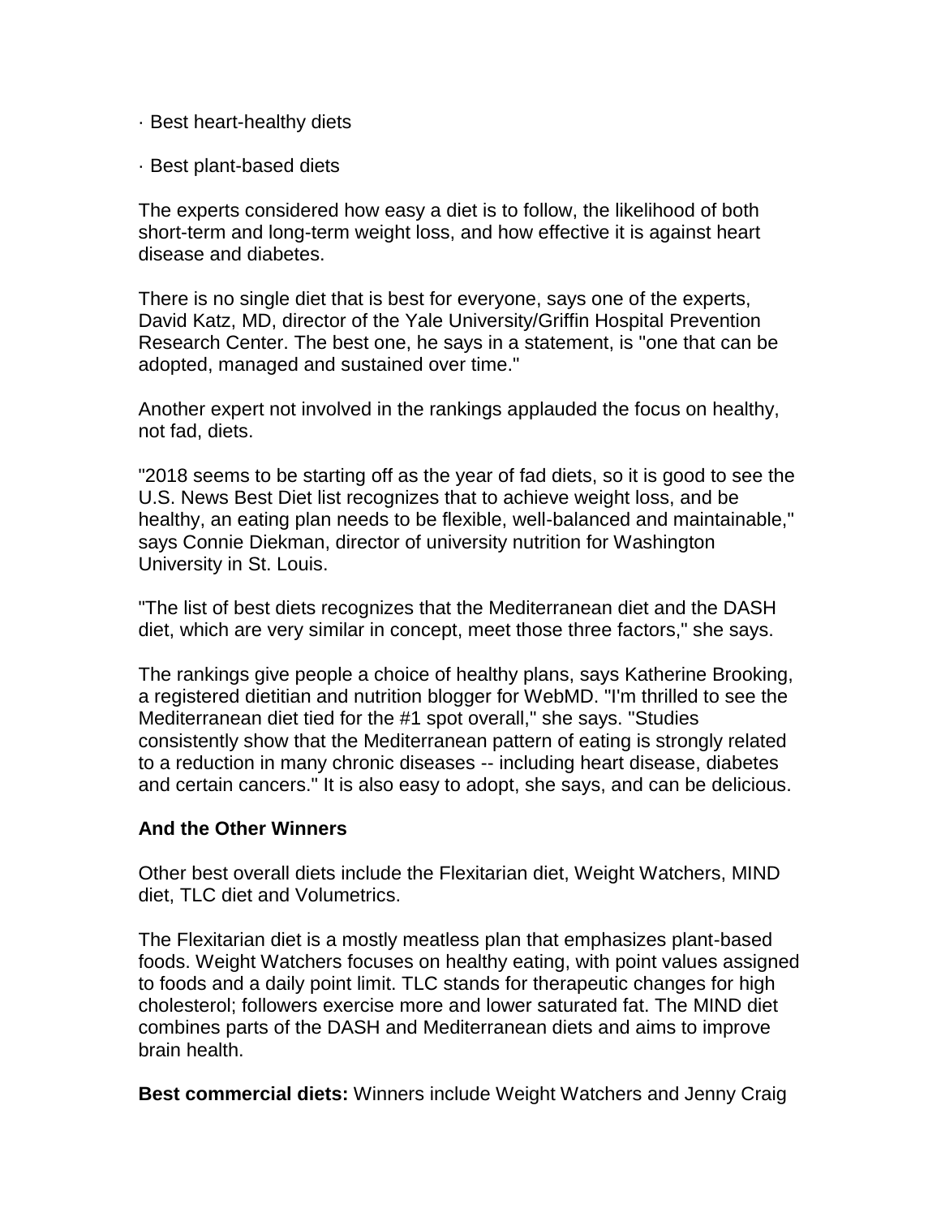- Best heart-healthy diets
- Best plant-based diets

The experts considered how easy a diet is to follow, the likelihood of both short-term and long-term weight loss, and how effective it is against heart disease and diabetes.

There is no single diet that is best for everyone, says one of the experts, David Katz, MD, director of the Yale University/Griffin Hospital Prevention Research Center. The best one, he says in a statement, is "one that can be adopted, managed and sustained over time."

Another expert not involved in the rankings applauded the focus on healthy, not fad, diets.

"2018 seems to be starting off as the year of fad diets, so it is good to see the U.S. News Best Diet list recognizes that to achieve weight loss, and be healthy, an eating plan needs to be flexible, well-balanced and maintainable," says Connie Diekman, director of university nutrition for Washington University in St. Louis.

"The list of best diets recognizes that the Mediterranean diet and the DASH diet, which are very similar in concept, meet those three factors," she says.

The rankings give people a choice of healthy plans, says Katherine Brooking, a registered dietitian and nutrition blogger for WebMD. "I'm thrilled to see the Mediterranean diet tied for the #1 spot overall," she says. "Studies consistently show that the Mediterranean pattern of eating is strongly related to a reduction in many chronic diseases -- including heart disease, diabetes and certain cancers." It is also easy to adopt, she says, and can be delicious.

**And the Other Winners**

Other best overall diets include the Flexitarian diet, Weight Watchers, MIND diet, TLC diet and Volumetrics.

The Flexitarian diet is a mostly meatless plan that emphasizes plant-based foods. Weight Watchers focuses on healthy eating, with point values assigned to foods and a daily point limit. TLC stands for therapeutic changes for high cholesterol; followers exercise more and lower saturated fat. The MIND diet combines parts of the DASH and Mediterranean diets and aims to improve brain health.

**Best commercial diets:** Winners include Weight Watchers and Jenny Craig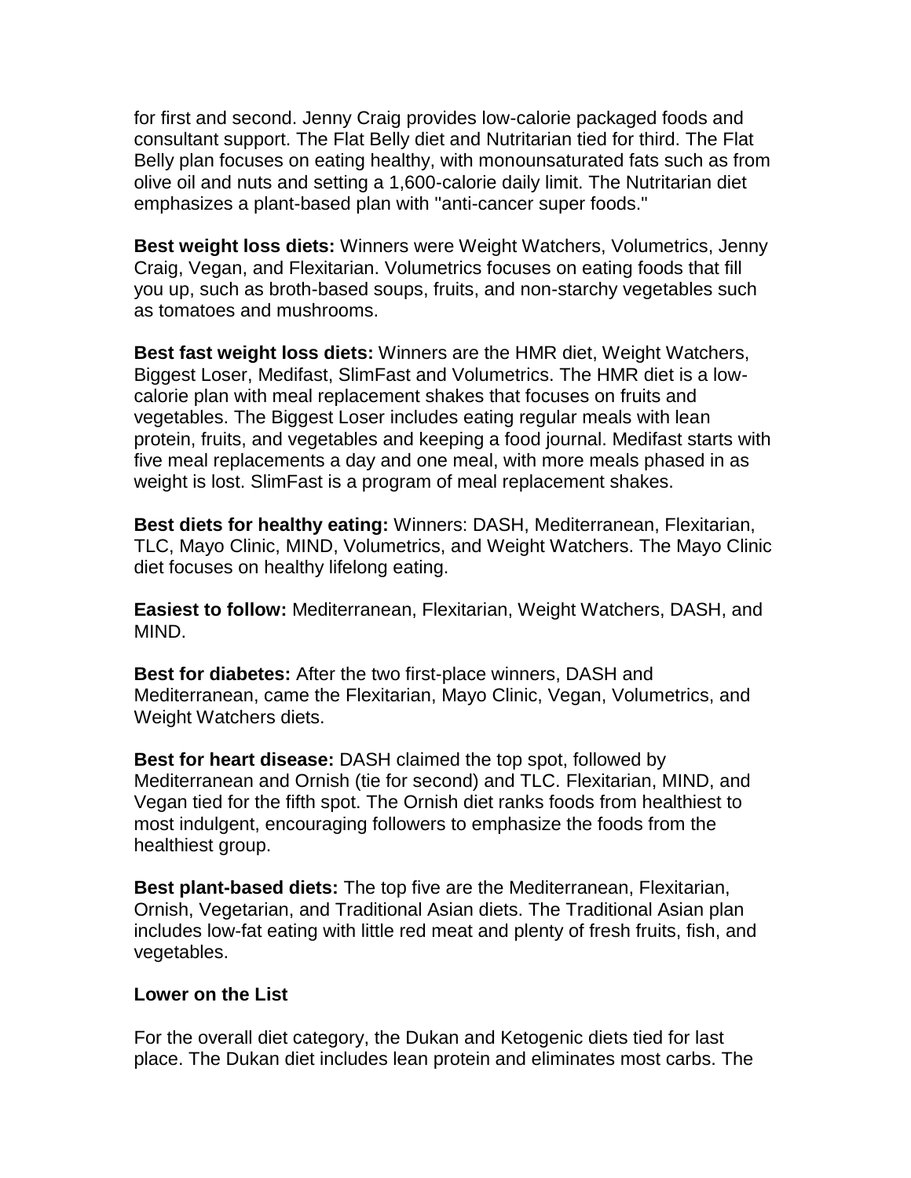for first and second. Jenny Craig provides low-calorie packaged foods and consultant support. The Flat Belly diet and Nutritarian tied for third. The Flat Belly plan focuses on eating healthy, with monounsaturated fats such as from olive oil and nuts and setting a 1,600-calorie daily limit. The Nutritarian diet emphasizes a plant-based plan with "anti-cancer super foods."

**Best weight loss diets:** Winners were Weight Watchers, Volumetrics, Jenny Craig, Vegan, and Flexitarian. Volumetrics focuses on eating foods that fill you up, such as broth-based soups, fruits, and non-starchy vegetables such as tomatoes and mushrooms.

**Best fast weight loss diets:** Winners are the HMR diet, Weight Watchers, Biggest Loser, Medifast, SlimFast and Volumetrics. The HMR diet is a low-calorie plan with meal replacement shakes that focuses on fruits and vegetables. The Biggest Loser includes eating regular meals with lean protein, fruits, and vegetables and keeping a food journal. Medifast starts with five meal replacements a day and one meal, with more meals phased in as weight is lost. SlimFast is a program of meal replacement shakes.

**Best diets for healthy eating:** Winners: DASH, Mediterranean, Flexitarian, TLC, Mayo Clinic, MIND, Volumetrics, and Weight Watchers. The Mayo Clinic diet focuses on healthy lifelong eating.

**Easiest to follow:** Mediterranean, Flexitarian, Weight Watchers, DASH, and MIND.

**Best for diabetes:** After the two first-place winners, DASH and Mediterranean, came the Flexitarian, Mayo Clinic, Vegan, Volumetrics, and Weight Watchers diets.

**Best for heart disease:** DASH claimed the top spot, followed by Mediterranean and Ornish (tie for second) and TLC. Flexitarian, MIND, and Vegan tied for the fifth spot. The Ornish diet ranks foods from healthiest to most indulgent, encouraging followers to emphasize the foods from the healthiest group.

**Best plant-based diets:** The top five are the Mediterranean, Flexitarian, Ornish, Vegetarian, and Traditional Asian diets. The Traditional Asian plan includes low-fat eating with little red meat and plenty of fresh fruits, fish, and vegetables.

**Lower on the List**

For the overall diet category, the Dukan and Ketogenic diets tied for last place. The Dukan diet includes lean protein and eliminates most carbs. The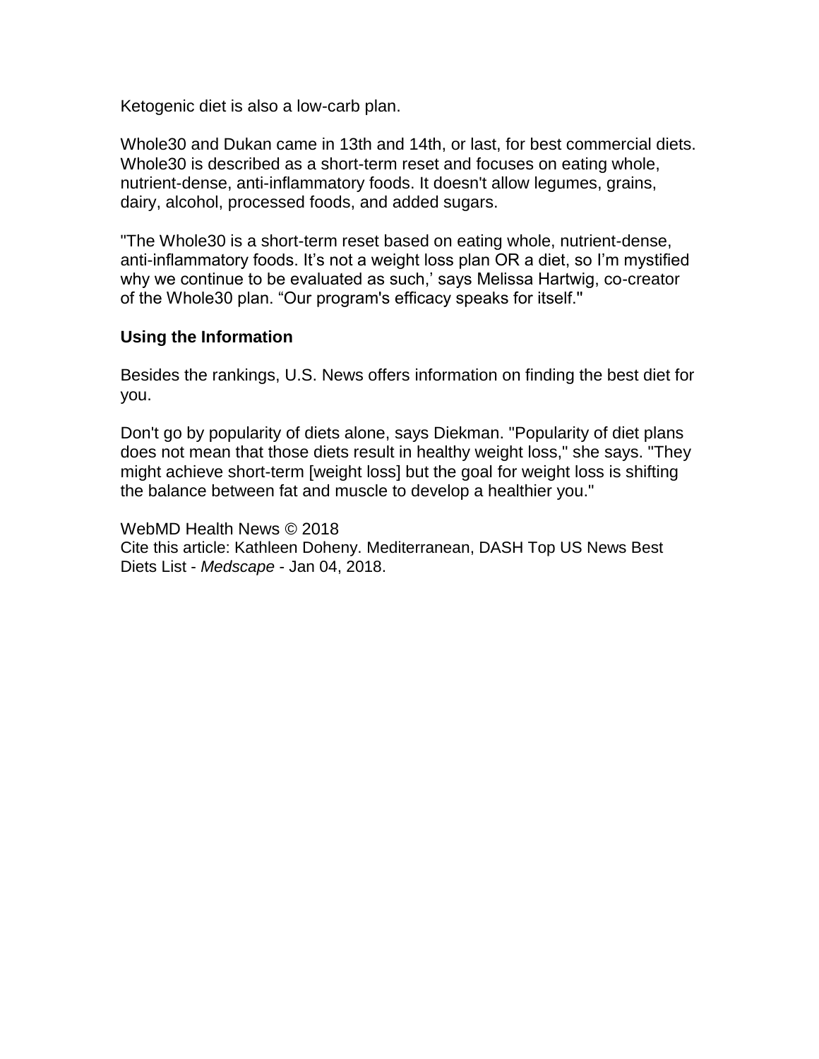Ketogenic diet is also a low-carb plan.

Whole30 and Dukan came in 13th and 14th, or last, for best commercial diets. Whole30 is described as a short-term reset and focuses on eating whole, nutrient-dense, anti-inflammatory foods. It doesn't allow legumes, grains, dairy, alcohol, processed foods, and added sugars.

"The Whole30 is a short-term reset based on eating whole, nutrient-dense, anti-inflammatory foods. It's not a weight loss plan OR a diet, so I'm mystified why we continue to be evaluated as such,' says Melissa Hartwig, co-creator of the Whole30 plan. "Our program's efficacy speaks for itself."

### Using the Information

Besides the rankings, U.S. News offers information on finding the best diet for you.

Don't go by popularity of diets alone, says Diekman. "Popularity of diet plans does not mean that those diets result in healthy weight loss," she says. "They might achieve short-term [weight loss] but the goal for weight loss is shifting the balance between fat and muscle to develop a healthier you."

WebMD Health News © 2018
Cite this article: Kathleen Doheny. Mediterranean, DASH Top US News Best Diets List - *Medscape* - Jan 04, 2018.